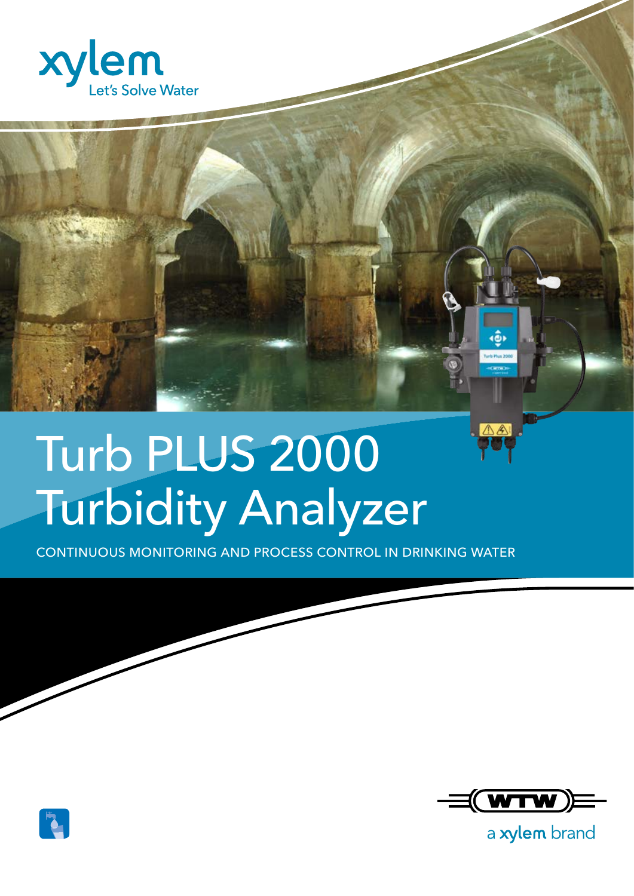xylem

Let's Solve Water

# Turb PLUS 2000 Turbidity Analyzer

CONTINUOUS MONITORING AND PROCESS CONTROL IN DRINKING WATER

WTW

a xylem brand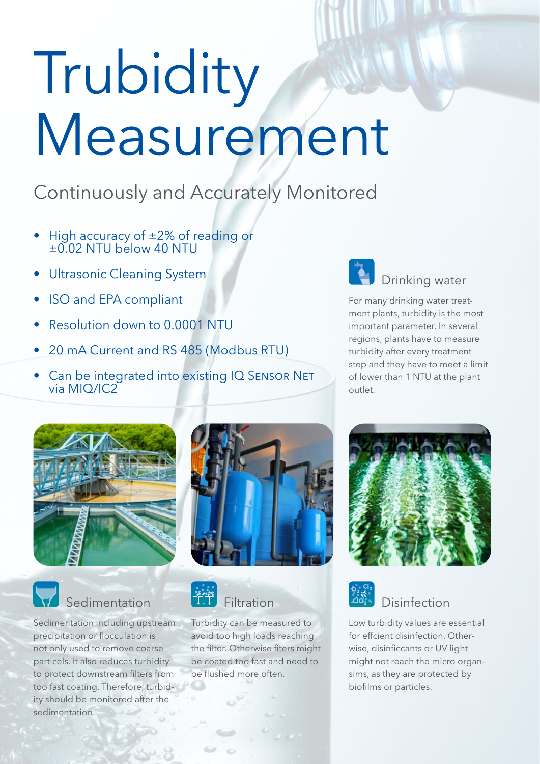# Trubidity Measurement

## Continuously and Accurately Monitored

- High accuracy of ±2% of reading or ±0.02 NTU below 40 NTU
- Ultrasonic Cleaning System
- ISO and EPA compliant
- Resolution down to 0.0001 NTU
- 20 mA Current and RS 485 (Modbus RTU)
- Can be integrated into existing IQ SENSOR NET via MIQ/IC2

### Drinking water

For many drinking water treatment plants, turbidity is the most important parameter. In several regions, plants have to measure turbidity after every treatment step and they have to meet a limit of lower than 1 NTU at the plant outlet.

### Sedimentation

Sedimentation including upstream precipitation or flocculation is not only used to remove coarse particels. It also reduces turbidity to protect downstream filters from too fast coating. Therefore, turbidity should be monitored after the sedimentation.

### Filtration

Turbidity can be measured to avoid too high loads reaching the filter. Otherwise fiters might be coated too fast and need to be flushed more often.

### Disinfection

Low turbidity values are essential for effcient disinfection. Otherwise, disinficcants or UV light might not reach the micro organsims, as they are protected by biofilms or particles.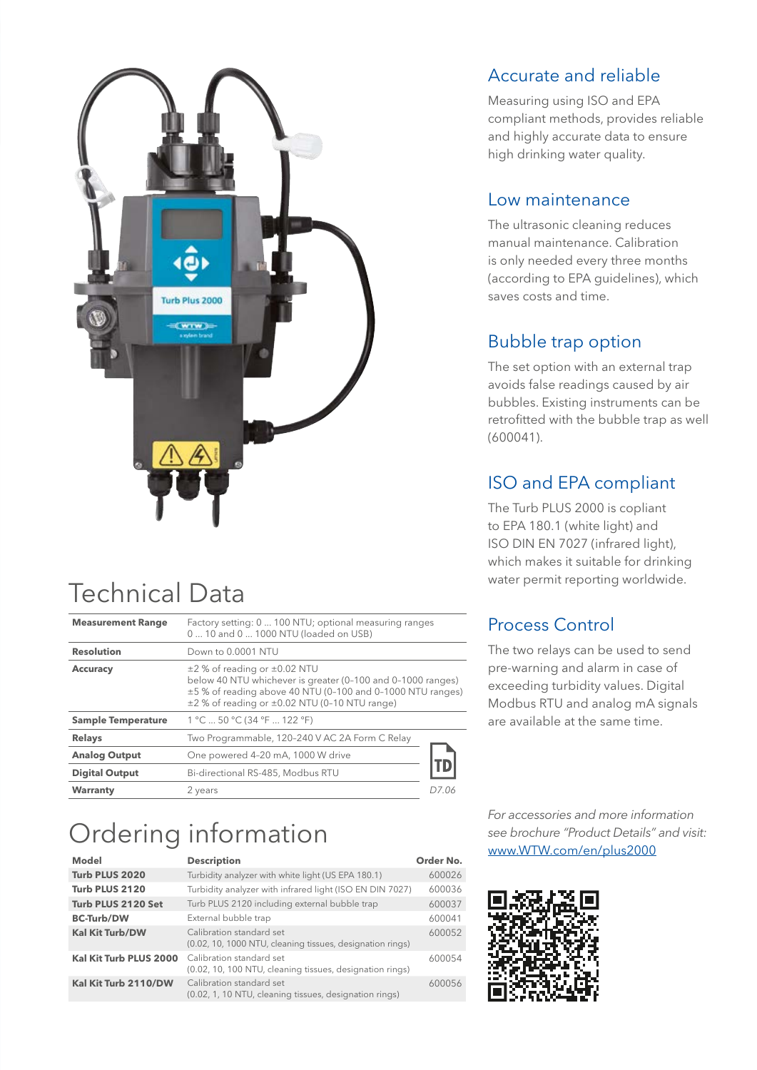## Accurate and reliable

Measuring using ISO and EPA compliant methods, provides reliable and highly accurate data to ensure high drinking water quality.

## Low maintenance

The ultrasonic cleaning reduces manual maintenance. Calibration is only needed every three months (according to EPA guidelines), which saves costs and time.

## Bubble trap option

The set option with an external trap avoids false readings caused by air bubbles. Existing instruments can be retrofitted with the bubble trap as well (600041).

## ISO and EPA compliant

The Turb PLUS 2000 is copliant to EPA 180.1 (white light) and ISO DIN EN 7027 (infrared light), which makes it suitable for drinking water permit reporting worldwide.

## Process Control

The two relays can be used to send pre-warning and alarm in case of exceeding turbidity values. Digital Modbus RTU and analog mA signals are available at the same time.

# Technical Data

| | |
|---|---|
| **Measurement Range** | Factory setting: 0 ... 100 NTU; optional measuring ranges 0 ... 10 and 0 ... 1000 NTU (loaded on USB) |
| **Resolution** | Down to 0.0001 NTU |
| **Accuracy** | ±2 % of reading or ±0.02 NTU below 40 NTU whichever is greater (0–100 and 0–1000 ranges) ±5 % of reading above 40 NTU (0–100 and 0–1000 NTU ranges) ±2 % of reading or ±0.02 NTU (0–10 NTU range) |
| **Sample Temperature** | 1 °C ... 50 °C (34 °F ... 122 °F) |
| **Relays** | Two Programmable, 120-240 V AC 2A Form C Relay |
| **Analog Output** | One powered 4-20 mA, 1000 W drive |
| **Digital Output** | Bi-directional RS-485, Modbus RTU |
| **Warranty** | 2 years |

TD D7.06

# Ordering information

| Model | Description | Order No. |
|---|---|---|
| **Turb PLUS 2020** | Turbidity analyzer with white light (US EPA 180.1) | 600026 |
| **Turb PLUS 2120** | Turbidity analyzer with infrared light (ISO EN DIN 7027) | 600036 |
| **Turb PLUS 2120 Set** | Turb PLUS 2120 including external bubble trap | 600037 |
| **BC-Turb/DW** | External bubble trap | 600041 |
| **Kal Kit Turb/DW** | Calibration standard set (0.02, 10, 1000 NTU, cleaning tissues, designation rings) | 600052 |
| **Kal Kit Turb PLUS 2000** | Calibration standard set (0.02, 10, 100 NTU, cleaning tissues, designation rings) | 600054 |
| **Kal Kit Turb 2110/DW** | Calibration standard set (0.02, 1, 10 NTU, cleaning tissues, designation rings) | 600056 |

*For accessories and more information see brochure "Product Details" and visit:* [www.WTW.com/en/plus2000](www.WTW.com/en/plus2000)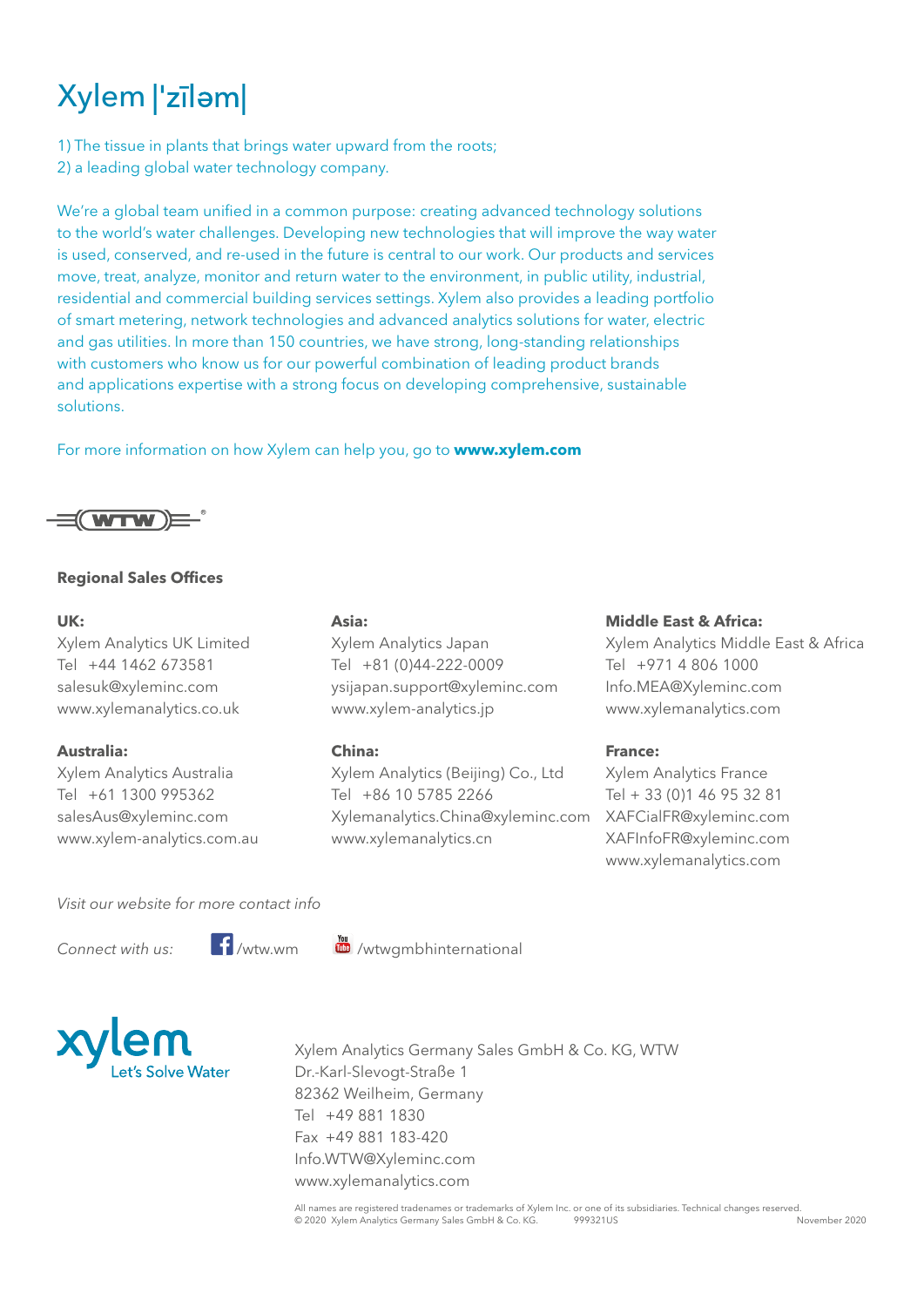# Xylem |'zīləm|

1) The tissue in plants that brings water upward from the roots;
2) a leading global water technology company.

We're a global team unified in a common purpose: creating advanced technology solutions to the world's water challenges. Developing new technologies that will improve the way water is used, conserved, and re-used in the future is central to our work. Our products and services move, treat, analyze, monitor and return water to the environment, in public utility, industrial, residential and commercial building services settings. Xylem also provides a leading portfolio of smart metering, network technologies and advanced analytics solutions for water, electric and gas utilities. In more than 150 countries, we have strong, long-standing relationships with customers who know us for our powerful combination of leading product brands and applications expertise with a strong focus on developing comprehensive, sustainable solutions.

For more information on how Xylem can help you, go to **www.xylem.com**

WTW®

**Regional Sales Offices**

**UK:**
Xylem Analytics UK Limited
Tel +44 1462 673581
salesuk@xyleminc.com
www.xylemanalytics.co.uk

**Australia:**
Xylem Analytics Australia
Tel +61 1300 995362
salesAus@xyleminc.com
www.xylem-analytics.com.au

**Asia:**
Xylem Analytics Japan
Tel +81 (0)44-222-0009
ysijapan.support@xyleminc.com
www.xylem-analytics.jp

**China:**
Xylem Analytics (Beijing) Co., Ltd
Tel +86 10 5785 2266
Xylemanalytics.China@xyleminc.com
www.xylemanalytics.cn

**Middle East & Africa:**
Xylem Analytics Middle East & Africa
Tel +971 4 806 1000
Info.MEA@Xyleminc.com
www.xylemanalytics.com

**France:**
Xylem Analytics France
Tel + 33 (0)1 46 95 32 81
XAFCialFR@xyleminc.com
XAFInfoFR@xyleminc.com
www.xylemanalytics.com

*Visit our website for more contact info*

*Connect with us:* /wtw.wm /wtwgmbhinternational

xylem
Let's Solve Water

Xylem Analytics Germany Sales GmbH & Co. KG, WTW
Dr.-Karl-Slevogt-Straße 1
82362 Weilheim, Germany
Tel +49 881 1830
Fax +49 881 183-420
Info.WTW@Xyleminc.com
www.xylemanalytics.com

All names are registered tradenames or trademarks of Xylem Inc. or one of its subsidiaries. Technical changes reserved.
© 2020 Xylem Analytics Germany Sales GmbH & Co. KG. 999321US November 2020